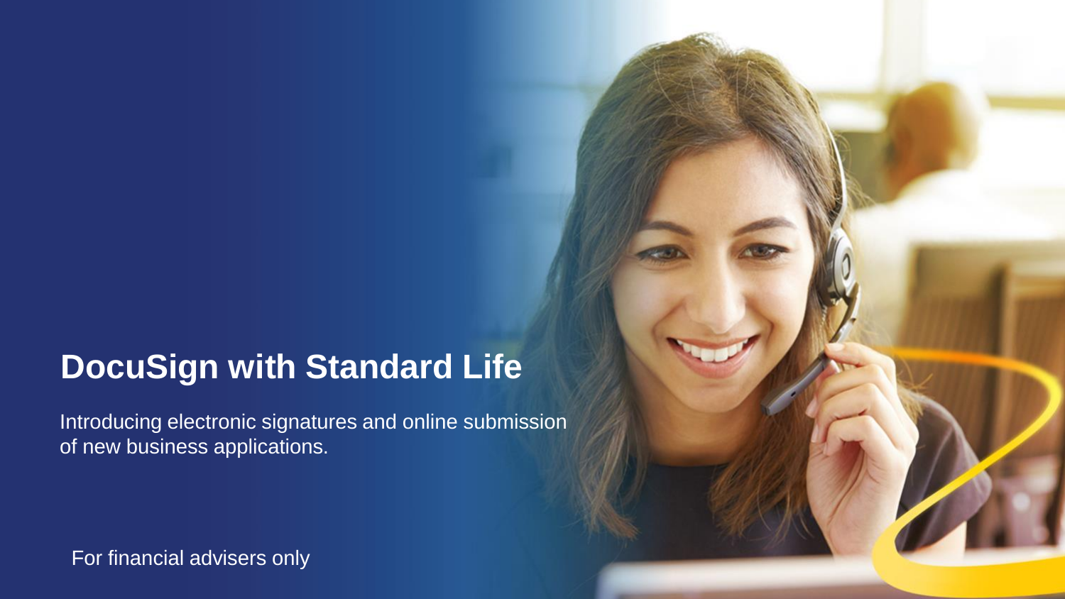# DocuSign with Standard Life

Introducing electronic signatures and online submission of new business applications.

For financial advisers only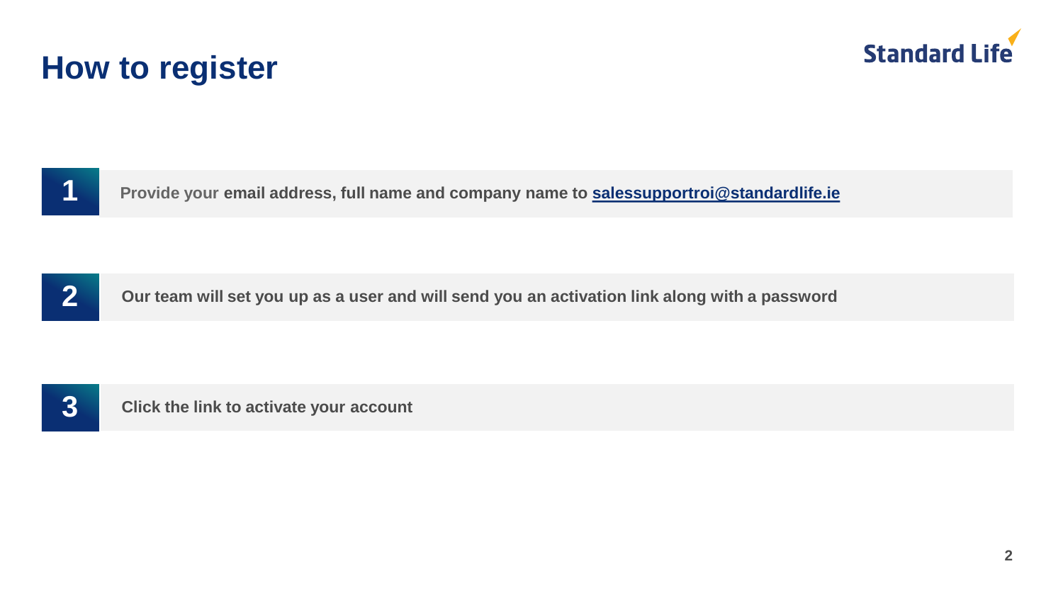# How to register

1. Provide your email address, full name and company name to salessupportroi@standardlife.ie

2. Our team will set you up as a user and will send you an activation link along with a password

3. Click the link to activate your account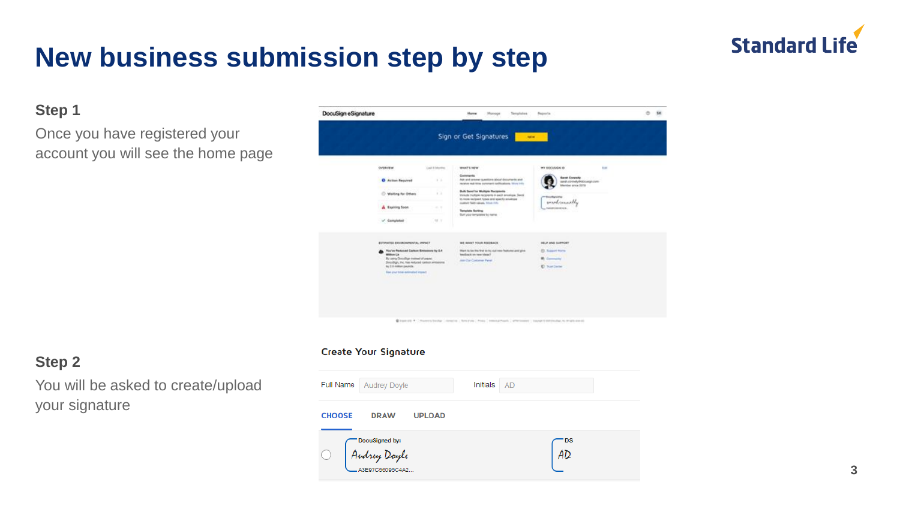# New business submission step by step

**Step 1**

Once you have registered your account you will see the home page

**Step 2**

You will be asked to create/upload your signature

Create Your Signature

Full Name: Audrey Doyle

Initials: AD

CHOOSE | DRAW | UPLOAD

DocuSigned by: Audrey Doyle — A3E97C6609504A2...

DS: AD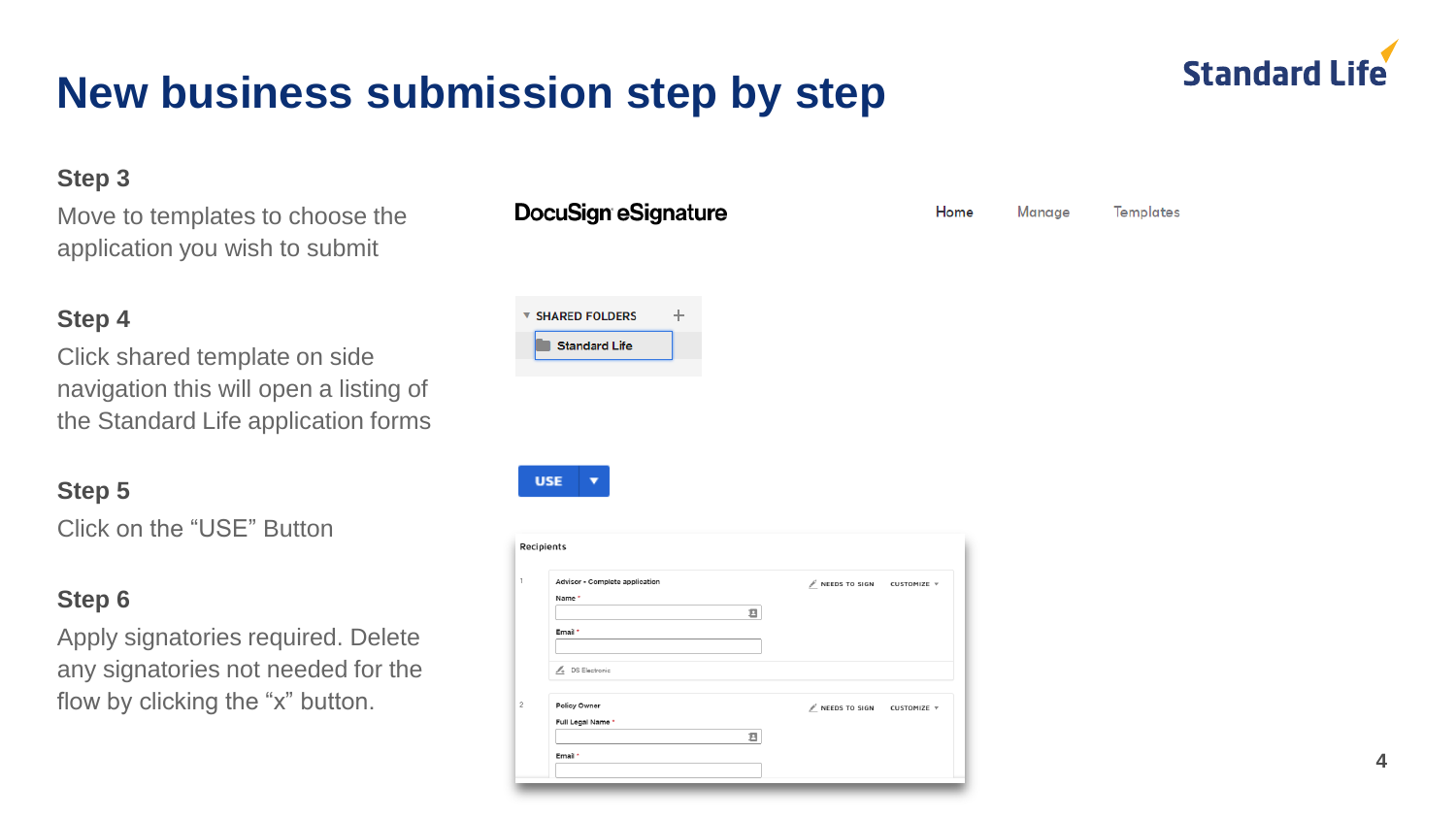# New business submission step by step

**Step 3**

Move to templates to choose the application you wish to submit

**Step 4**

Click shared template on side navigation this will open a listing of the Standard Life application forms

**Step 5**

Click on the “USE” Button

**Step 6**

Apply signatories required. Delete any signatories not needed for the flow by clicking the “x” button.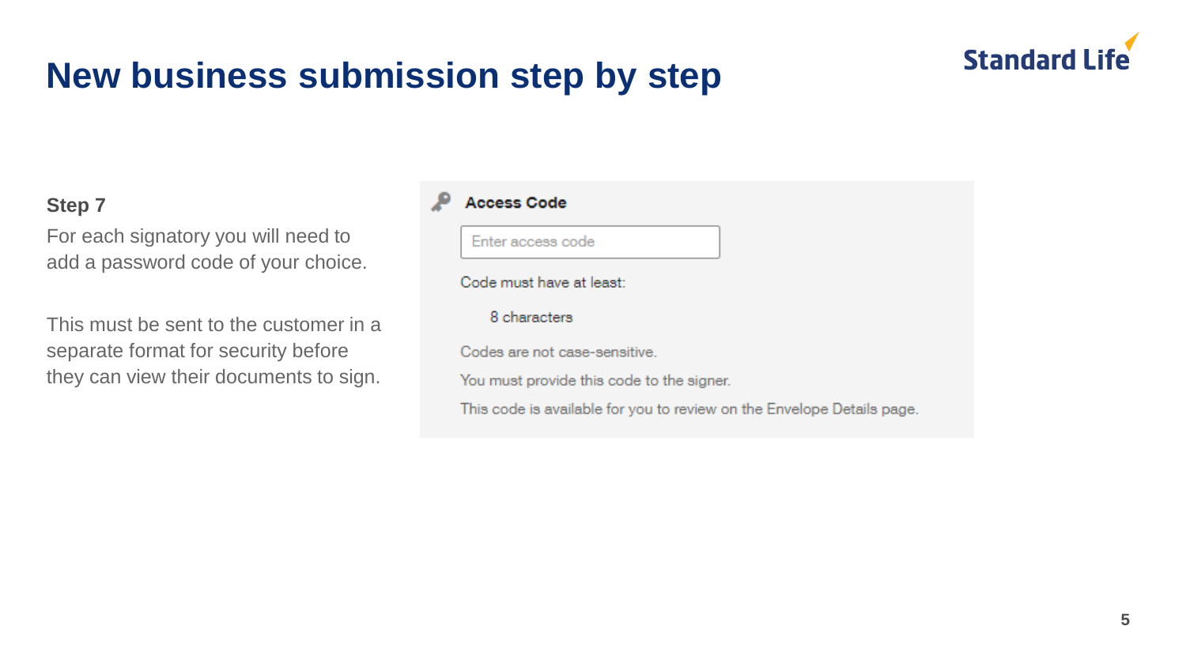# New business submission step by step

**Step 7**

For each signatory you will need to add a password code of your choice.

This must be sent to the customer in a separate format for security before they can view their documents to sign.

**Access Code**

Enter access code

Code must have at least:

8 characters

Codes are not case-sensitive.

You must provide this code to the signer.

This code is available for you to review on the Envelope Details page.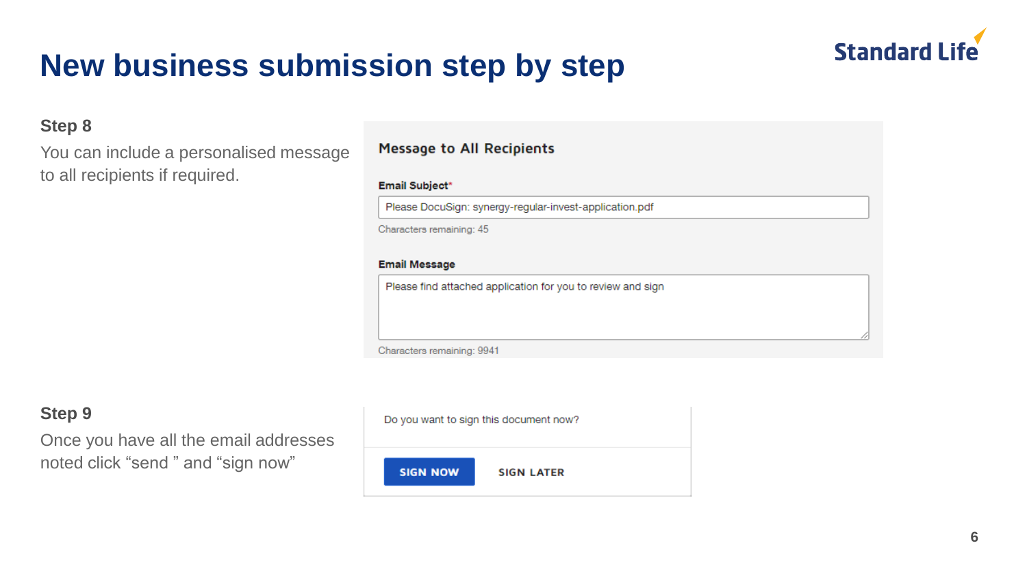# New business submission step by step

### Step 8

You can include a personalised message to all recipients if required.

**Message to All Recipients**

**Email Subject***

Please DocuSign: synergy-regular-invest-application.pdf

Characters remaining: 45

**Email Message**

Please find attached application for you to review and sign

Characters remaining: 9941

### Step 9

Once you have all the email addresses noted click “send ” and “sign now”

Do you want to sign this document now?

**SIGN NOW** **SIGN LATER**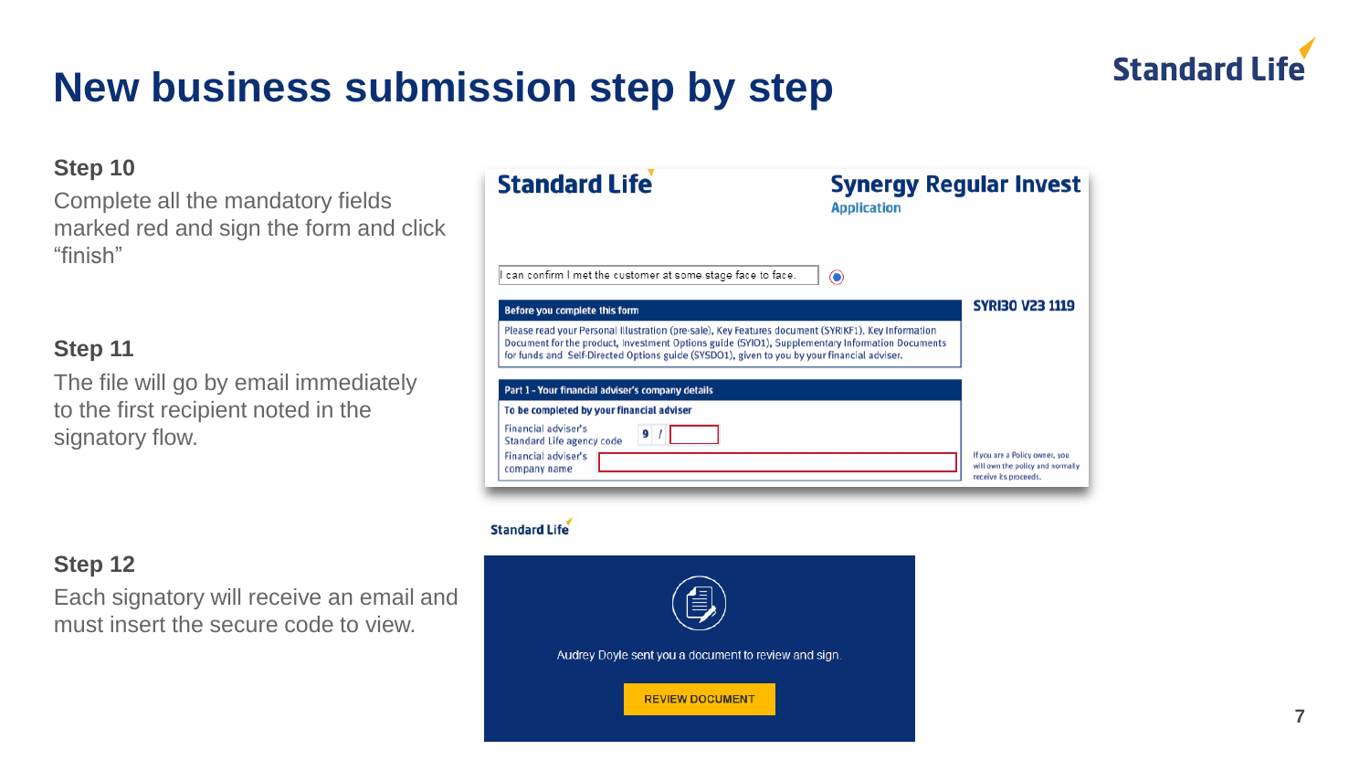# New business submission step by step

### Step 10

Complete all the mandatory fields marked red and sign the form and click "finish"

### Step 11

The file will go by email immediately to the first recipient noted in the signatory flow.

### Step 12

Each signatory will receive an email and must insert the secure code to view.

Standard Life

**Synergy Regular Invest**
Application

I can confirm I met the customer at some stage face to face.

SYRI30 V23 1119

**Before you complete this form**

Please read your Personal Illustration (pre-sale), Key Features document (SYRIKF1), Key Information Document for the product, Investment Options guide (SYIO1), Supplementary Information Documents for funds and Self-Directed Options guide (SYSDO1), given to you by your financial adviser.

**Part 1 - Your financial adviser's company details**

**To be completed by your financial adviser**

Financial adviser's Standard Life agency code 9 /

Financial adviser's company name

If you are a Policy owner, you will own the policy and normally receive its proceeds.

Standard Life

Audrey Doyle sent you a document to review and sign.

REVIEW DOCUMENT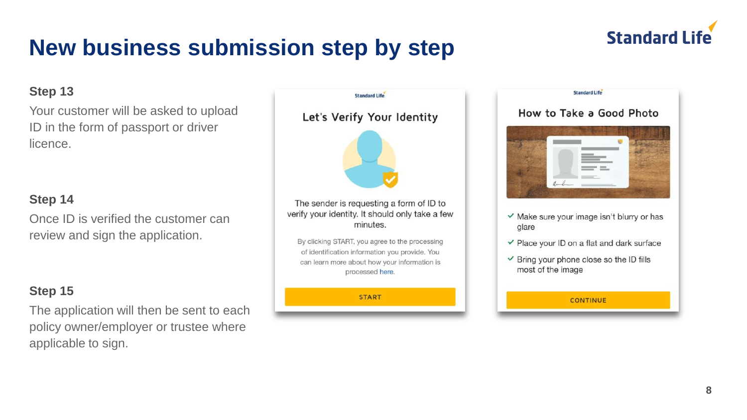# New business submission step by step

**Step 13**

Your customer will be asked to upload ID in the form of passport or driver licence.

**Step 14**

Once ID is verified the customer can review and sign the application.

**Step 15**

The application will then be sent to each policy owner/employer or trustee where applicable to sign.

Standard Life

Let's Verify Your Identity

The sender is requesting a form of ID to verify your identity. It should only take a few minutes.

By clicking START, you agree to the processing of identification information you provide. You can learn more about how your information is processed here.

START

Standard Life

How to Take a Good Photo

- ✓ Make sure your image isn't blurry or has glare
- ✓ Place your ID on a flat and dark surface
- ✓ Bring your phone close so the ID fills most of the image

CONTINUE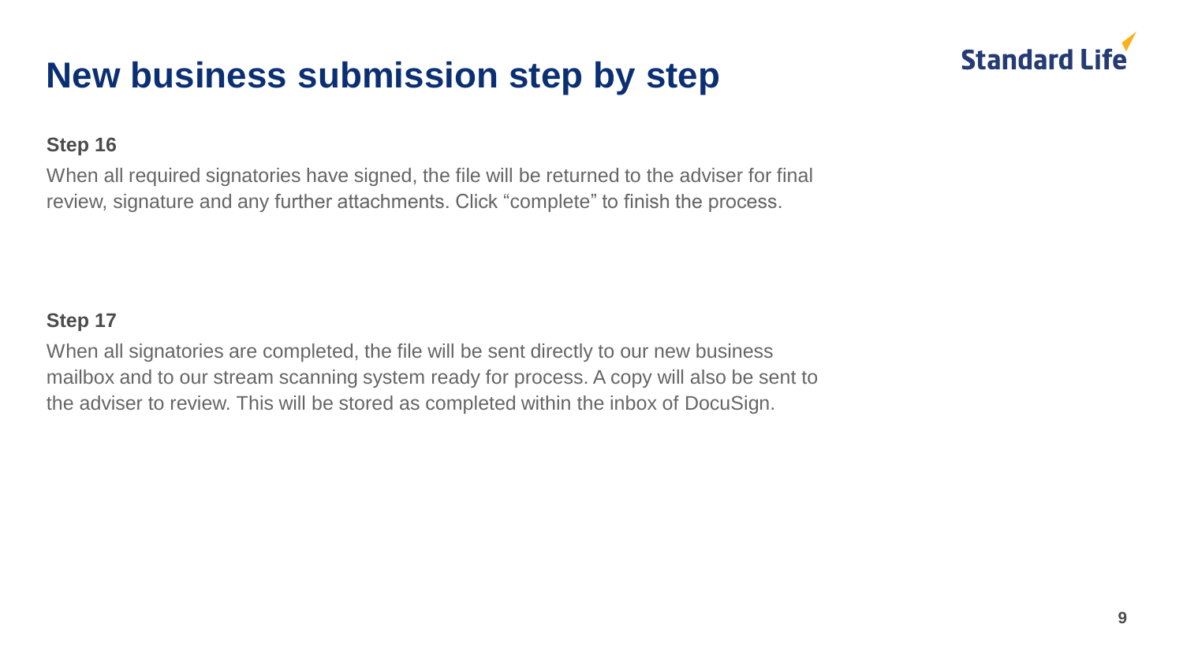# New business submission step by step

**Step 16**

When all required signatories have signed, the file will be returned to the adviser for final review, signature and any further attachments. Click "complete" to finish the process.

**Step 17**

When all signatories are completed, the file will be sent directly to our new business mailbox and to our stream scanning system ready for process. A copy will also be sent to the adviser to review. This will be stored as completed within the inbox of DocuSign.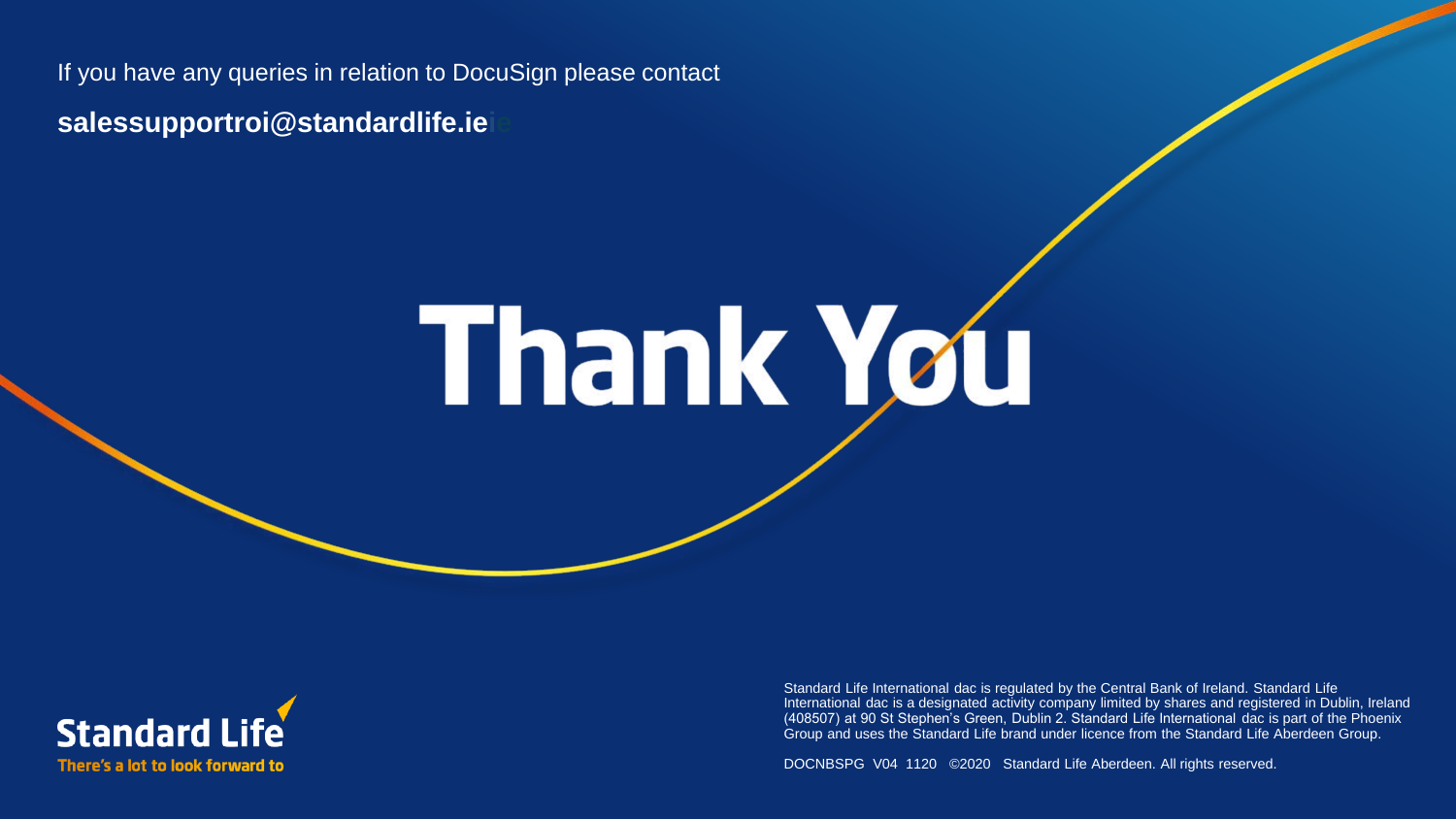If you have any queries in relation to DocuSign please contact

**salessupportroi@standardlife.ie**

# Thank You

**Standard Life**

**There's a lot to look forward to**

Standard Life International dac is regulated by the Central Bank of Ireland. Standard Life International dac is a designated activity company limited by shares and registered in Dublin, Ireland (408507) at 90 St Stephen's Green, Dublin 2. Standard Life International dac is part of the Phoenix Group and uses the Standard Life brand under licence from the Standard Life Aberdeen Group.

DOCNBSPG V04 1120 ©2020 Standard Life Aberdeen. All rights reserved.